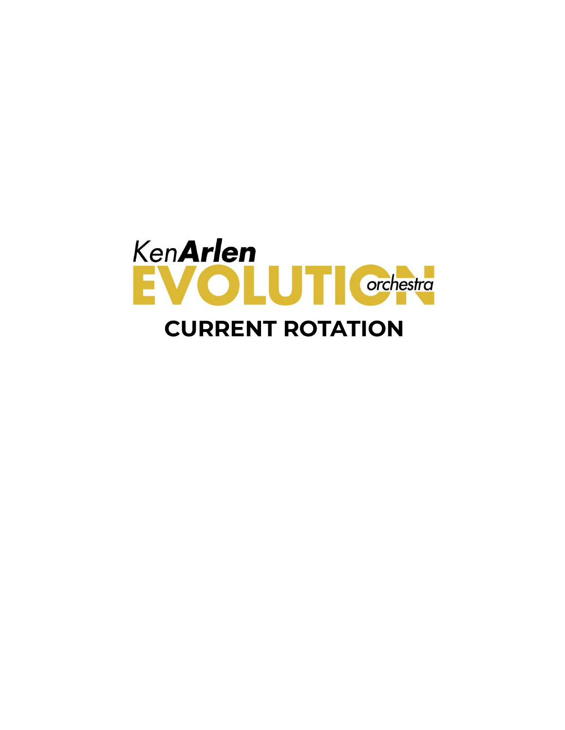*Ken* **Arlen**

# EVOLUTION *orchestra*

# CURRENT ROTATION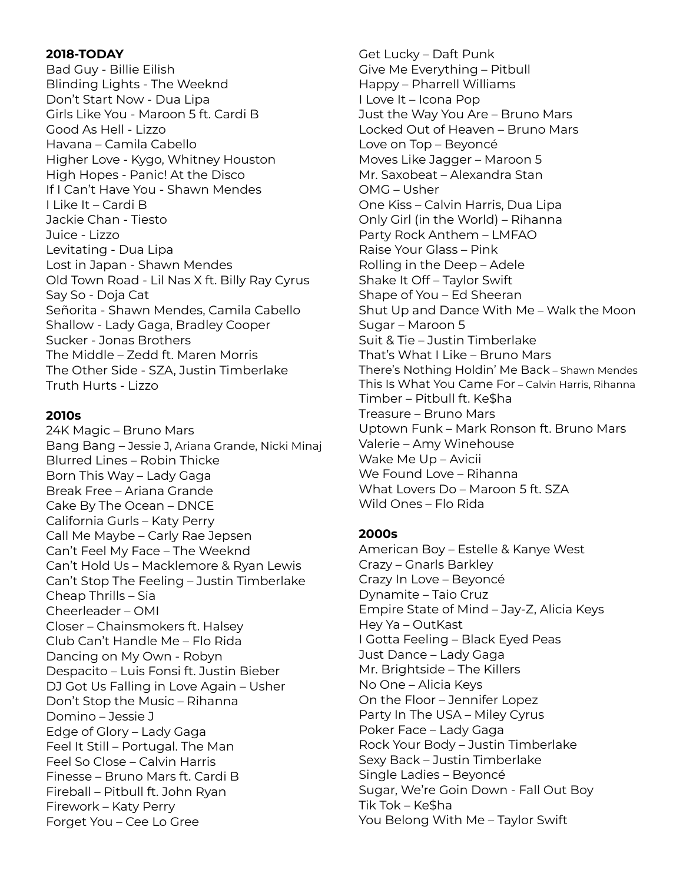**2018-TODAY**

Bad Guy - Billie Eilish
Blinding Lights - The Weeknd
Don't Start Now - Dua Lipa
Girls Like You - Maroon 5 ft. Cardi B
Good As Hell - Lizzo
Havana – Camila Cabello
Higher Love - Kygo, Whitney Houston
High Hopes - Panic! At the Disco
If I Can't Have You - Shawn Mendes
I Like It – Cardi B
Jackie Chan - Tiesto
Juice - Lizzo
Levitating - Dua Lipa
Lost in Japan - Shawn Mendes
Old Town Road - Lil Nas X ft. Billy Ray Cyrus
Say So - Doja Cat
Señorita - Shawn Mendes, Camila Cabello
Shallow - Lady Gaga, Bradley Cooper
Sucker - Jonas Brothers
The Middle – Zedd ft. Maren Morris
The Other Side - SZA, Justin Timberlake
Truth Hurts - Lizzo

**2010s**

24K Magic – Bruno Mars
Bang Bang – Jessie J, Ariana Grande, Nicki Minaj
Blurred Lines – Robin Thicke
Born This Way – Lady Gaga
Break Free – Ariana Grande
Cake By The Ocean – DNCE
California Gurls – Katy Perry
Call Me Maybe – Carly Rae Jepsen
Can't Feel My Face – The Weeknd
Can't Hold Us – Macklemore & Ryan Lewis
Can't Stop The Feeling – Justin Timberlake
Cheap Thrills – Sia
Cheerleader – OMI
Closer – Chainsmokers ft. Halsey
Club Can't Handle Me – Flo Rida
Dancing on My Own - Robyn
Despacito – Luis Fonsi ft. Justin Bieber
DJ Got Us Falling in Love Again – Usher
Don't Stop the Music – Rihanna
Domino – Jessie J
Edge of Glory – Lady Gaga
Feel It Still – Portugal. The Man
Feel So Close – Calvin Harris
Finesse – Bruno Mars ft. Cardi B
Fireball – Pitbull ft. John Ryan
Firework – Katy Perry
Forget You – Cee Lo Gree
Get Lucky – Daft Punk
Give Me Everything – Pitbull
Happy – Pharrell Williams
I Love It – Icona Pop
Just the Way You Are – Bruno Mars
Locked Out of Heaven – Bruno Mars
Love on Top – Beyoncé
Moves Like Jagger – Maroon 5
Mr. Saxobeat – Alexandra Stan
OMG – Usher
One Kiss – Calvin Harris, Dua Lipa
Only Girl (in the World) – Rihanna
Party Rock Anthem – LMFAO
Raise Your Glass – Pink
Rolling in the Deep – Adele
Shake It Off – Taylor Swift
Shape of You – Ed Sheeran
Shut Up and Dance With Me – Walk the Moon
Sugar – Maroon 5
Suit & Tie – Justin Timberlake
That's What I Like – Bruno Mars
There's Nothing Holdin' Me Back – Shawn Mendes
This Is What You Came For – Calvin Harris, Rihanna
Timber – Pitbull ft. Ke$ha
Treasure – Bruno Mars
Uptown Funk – Mark Ronson ft. Bruno Mars
Valerie – Amy Winehouse
Wake Me Up – Avicii
We Found Love – Rihanna
What Lovers Do – Maroon 5 ft. SZA
Wild Ones – Flo Rida

**2000s**

American Boy – Estelle & Kanye West
Crazy – Gnarls Barkley
Crazy In Love – Beyoncé
Dynamite – Taio Cruz
Empire State of Mind – Jay-Z, Alicia Keys
Hey Ya – OutKast
I Gotta Feeling – Black Eyed Peas
Just Dance – Lady Gaga
Mr. Brightside – The Killers
No One – Alicia Keys
On the Floor – Jennifer Lopez
Party In The USA – Miley Cyrus
Poker Face – Lady Gaga
Rock Your Body – Justin Timberlake
Sexy Back – Justin Timberlake
Single Ladies – Beyoncé
Sugar, We're Goin Down - Fall Out Boy
Tik Tok – Ke$ha
You Belong With Me – Taylor Swift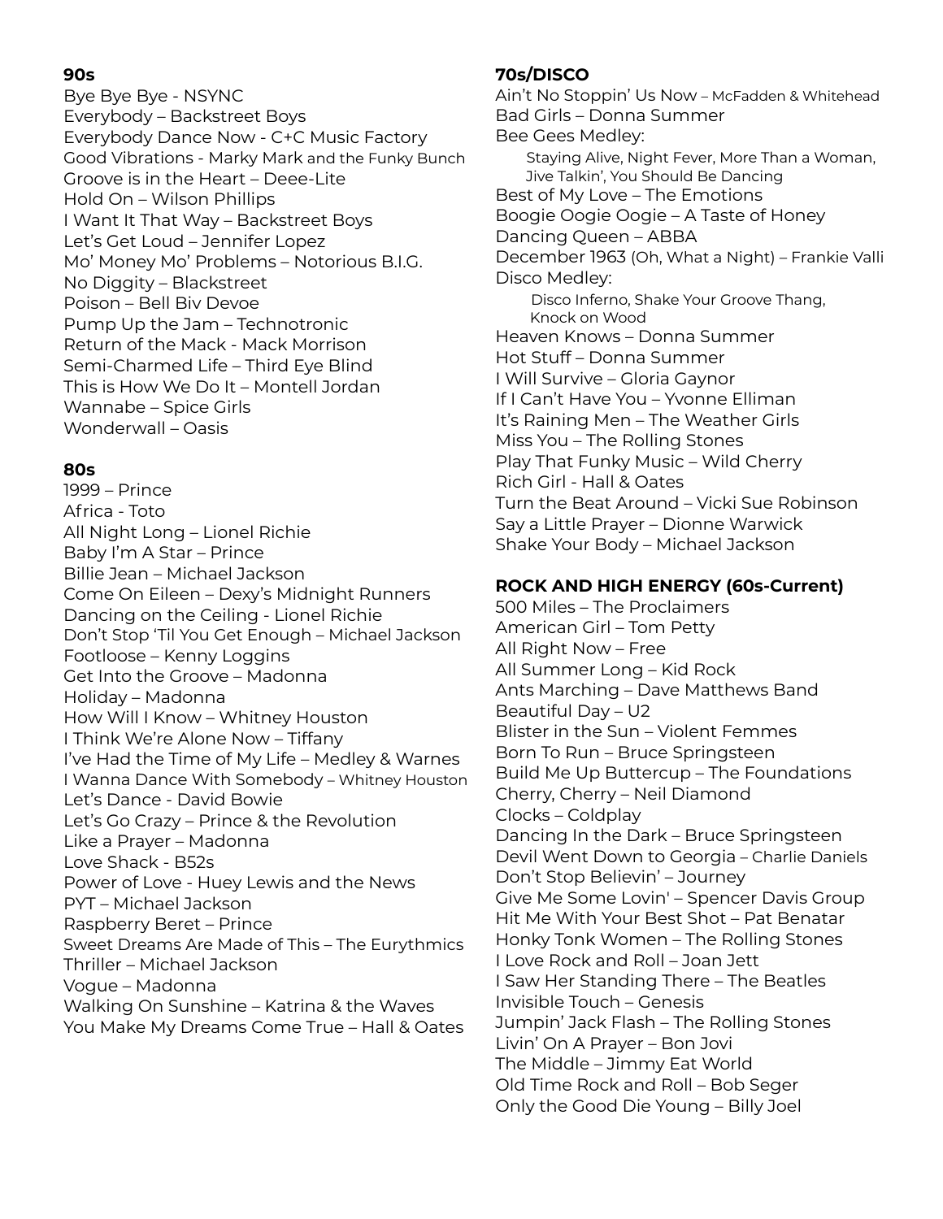**90s**

Bye Bye Bye - NSYNC
Everybody – Backstreet Boys
Everybody Dance Now - C+C Music Factory
Good Vibrations - Marky Mark and the Funky Bunch
Groove is in the Heart – Deee-Lite
Hold On – Wilson Phillips
I Want It That Way – Backstreet Boys
Let's Get Loud – Jennifer Lopez
Mo' Money Mo' Problems – Notorious B.I.G.
No Diggity – Blackstreet
Poison – Bell Biv Devoe
Pump Up the Jam – Technotronic
Return of the Mack - Mack Morrison
Semi-Charmed Life – Third Eye Blind
This is How We Do It – Montell Jordan
Wannabe – Spice Girls
Wonderwall – Oasis

**80s**

1999 – Prince
Africa - Toto
All Night Long – Lionel Richie
Baby I'm A Star – Prince
Billie Jean – Michael Jackson
Come On Eileen – Dexy's Midnight Runners
Dancing on the Ceiling - Lionel Richie
Don't Stop 'Til You Get Enough – Michael Jackson
Footloose – Kenny Loggins
Get Into the Groove – Madonna
Holiday – Madonna
How Will I Know – Whitney Houston
I Think We're Alone Now – Tiffany
I've Had the Time of My Life – Medley & Warnes
I Wanna Dance With Somebody – Whitney Houston
Let's Dance - David Bowie
Let's Go Crazy – Prince & the Revolution
Like a Prayer – Madonna
Love Shack - B52s
Power of Love - Huey Lewis and the News
PYT – Michael Jackson
Raspberry Beret – Prince
Sweet Dreams Are Made of This – The Eurythmics
Thriller – Michael Jackson
Vogue – Madonna
Walking On Sunshine – Katrina & the Waves
You Make My Dreams Come True – Hall & Oates

**70s/DISCO**

Ain't No Stoppin' Us Now – McFadden & Whitehead
Bad Girls – Donna Summer
Bee Gees Medley:
  Staying Alive, Night Fever, More Than a Woman, Jive Talkin', You Should Be Dancing
Best of My Love – The Emotions
Boogie Oogie Oogie – A Taste of Honey
Dancing Queen – ABBA
December 1963 (Oh, What a Night) – Frankie Valli
Disco Medley:
  Disco Inferno, Shake Your Groove Thang, Knock on Wood
Heaven Knows – Donna Summer
Hot Stuff – Donna Summer
I Will Survive – Gloria Gaynor
If I Can't Have You – Yvonne Elliman
It's Raining Men – The Weather Girls
Miss You – The Rolling Stones
Play That Funky Music – Wild Cherry
Rich Girl - Hall & Oates
Turn the Beat Around – Vicki Sue Robinson
Say a Little Prayer – Dionne Warwick
Shake Your Body – Michael Jackson

**ROCK AND HIGH ENERGY (60s-Current)**

500 Miles – The Proclaimers
American Girl – Tom Petty
All Right Now – Free
All Summer Long – Kid Rock
Ants Marching – Dave Matthews Band
Beautiful Day – U2
Blister in the Sun – Violent Femmes
Born To Run – Bruce Springsteen
Build Me Up Buttercup – The Foundations
Cherry, Cherry – Neil Diamond
Clocks – Coldplay
Dancing In the Dark – Bruce Springsteen
Devil Went Down to Georgia – Charlie Daniels
Don't Stop Believin' – Journey
Give Me Some Lovin' – Spencer Davis Group
Hit Me With Your Best Shot – Pat Benatar
Honky Tonk Women – The Rolling Stones
I Love Rock and Roll – Joan Jett
I Saw Her Standing There – The Beatles
Invisible Touch – Genesis
Jumpin' Jack Flash – The Rolling Stones
Livin' On A Prayer – Bon Jovi
The Middle – Jimmy Eat World
Old Time Rock and Roll – Bob Seger
Only the Good Die Young – Billy Joel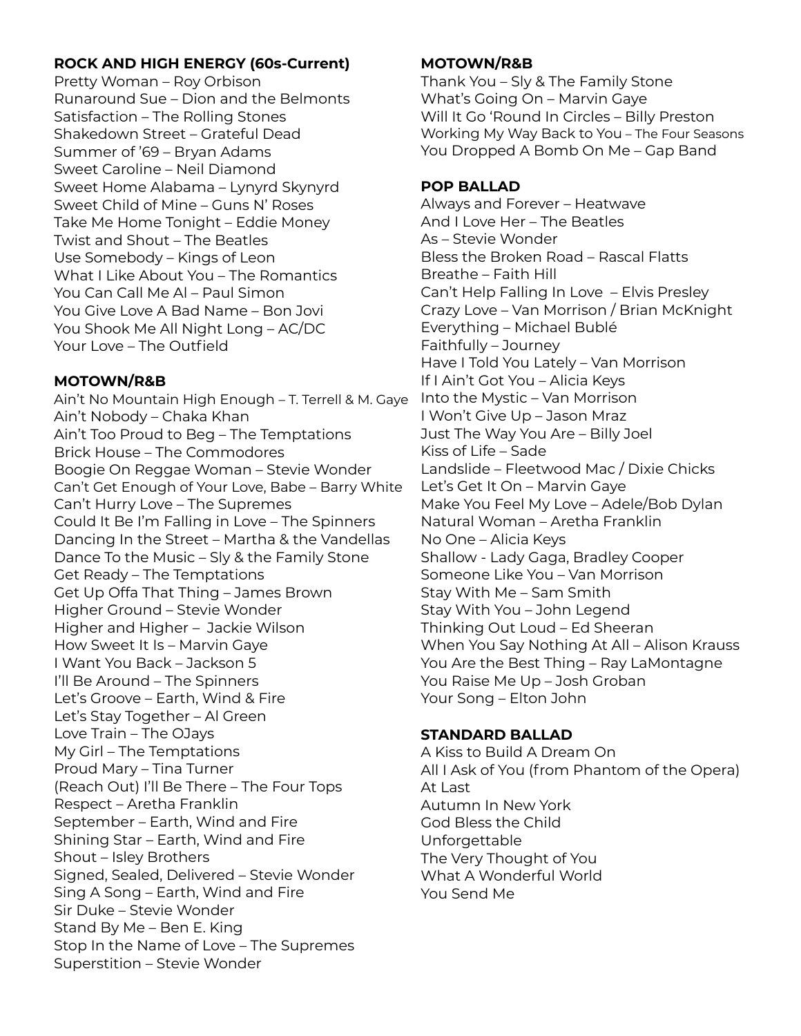**ROCK AND HIGH ENERGY (60s-Current)**

Pretty Woman – Roy Orbison
Runaround Sue – Dion and the Belmonts
Satisfaction – The Rolling Stones
Shakedown Street – Grateful Dead
Summer of '69 – Bryan Adams
Sweet Caroline – Neil Diamond
Sweet Home Alabama – Lynyrd Skynyrd
Sweet Child of Mine – Guns N' Roses
Take Me Home Tonight – Eddie Money
Twist and Shout – The Beatles
Use Somebody – Kings of Leon
What I Like About You – The Romantics
You Can Call Me Al – Paul Simon
You Give Love A Bad Name – Bon Jovi
You Shook Me All Night Long – AC/DC
Your Love – The Outfield

**MOTOWN/R&B**

Ain't No Mountain High Enough – T. Terrell & M. Gaye
Ain't Nobody – Chaka Khan
Ain't Too Proud to Beg – The Temptations
Brick House – The Commodores
Boogie On Reggae Woman – Stevie Wonder
Can't Get Enough of Your Love, Babe – Barry White
Can't Hurry Love – The Supremes
Could It Be I'm Falling in Love – The Spinners
Dancing In the Street – Martha & the Vandellas
Dance To the Music – Sly & the Family Stone
Get Ready – The Temptations
Get Up Offa That Thing – James Brown
Higher Ground – Stevie Wonder
Higher and Higher – Jackie Wilson
How Sweet It Is – Marvin Gaye
I Want You Back – Jackson 5
I'll Be Around – The Spinners
Let's Groove – Earth, Wind & Fire
Let's Stay Together – Al Green
Love Train – The OJays
My Girl – The Temptations
Proud Mary – Tina Turner
(Reach Out) I'll Be There – The Four Tops
Respect – Aretha Franklin
September – Earth, Wind and Fire
Shining Star – Earth, Wind and Fire
Shout – Isley Brothers
Signed, Sealed, Delivered – Stevie Wonder
Sing A Song – Earth, Wind and Fire
Sir Duke – Stevie Wonder
Stand By Me – Ben E. King
Stop In the Name of Love – The Supremes
Superstition – Stevie Wonder

**MOTOWN/R&B**

Thank You – Sly & The Family Stone
What's Going On – Marvin Gaye
Will It Go 'Round In Circles – Billy Preston
Working My Way Back to You – The Four Seasons
You Dropped A Bomb On Me – Gap Band

**POP BALLAD**

Always and Forever – Heatwave
And I Love Her – The Beatles
As – Stevie Wonder
Bless the Broken Road – Rascal Flatts
Breathe – Faith Hill
Can't Help Falling In Love – Elvis Presley
Crazy Love – Van Morrison / Brian McKnight
Everything – Michael Bublé
Faithfully – Journey
Have I Told You Lately – Van Morrison
If I Ain't Got You – Alicia Keys
Into the Mystic – Van Morrison
I Won't Give Up – Jason Mraz
Just The Way You Are – Billy Joel
Kiss of Life – Sade
Landslide – Fleetwood Mac / Dixie Chicks
Let's Get It On – Marvin Gaye
Make You Feel My Love – Adele/Bob Dylan
Natural Woman – Aretha Franklin
No One – Alicia Keys
Shallow - Lady Gaga, Bradley Cooper
Someone Like You – Van Morrison
Stay With Me – Sam Smith
Stay With You – John Legend
Thinking Out Loud – Ed Sheeran
When You Say Nothing At All – Alison Krauss
You Are the Best Thing – Ray LaMontagne
You Raise Me Up – Josh Groban
Your Song – Elton John

**STANDARD BALLAD**

A Kiss to Build A Dream On
All I Ask of You (from Phantom of the Opera)
At Last
Autumn In New York
God Bless the Child
Unforgettable
The Very Thought of You
What A Wonderful World
You Send Me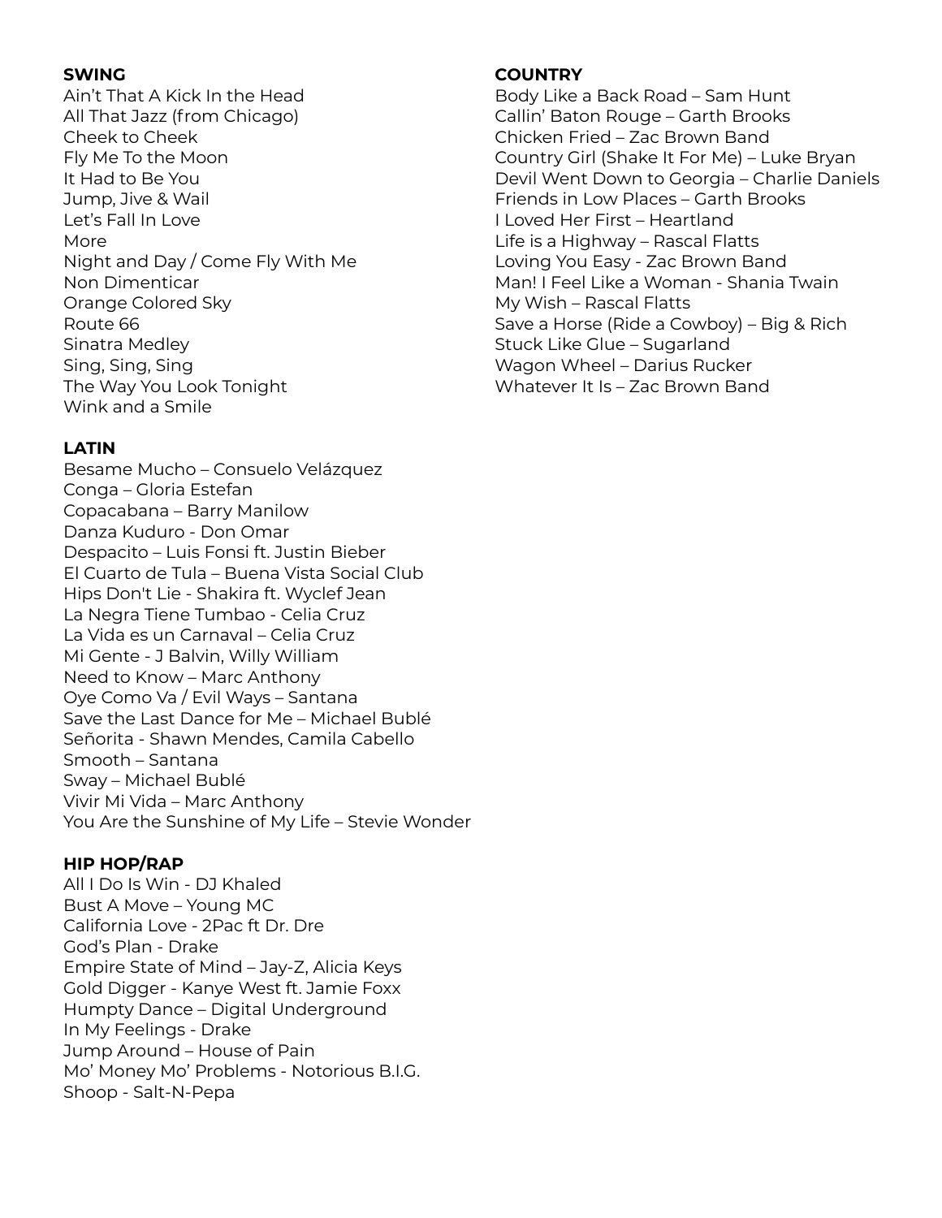**SWING**

Ain't That A Kick In the Head
All That Jazz (from Chicago)
Cheek to Cheek
Fly Me To the Moon
It Had to Be You
Jump, Jive & Wail
Let's Fall In Love
More
Night and Day / Come Fly With Me
Non Dimenticar
Orange Colored Sky
Route 66
Sinatra Medley
Sing, Sing, Sing
The Way You Look Tonight
Wink and a Smile

**LATIN**

Besame Mucho – Consuelo Velázquez
Conga – Gloria Estefan
Copacabana – Barry Manilow
Danza Kuduro - Don Omar
Despacito – Luis Fonsi ft. Justin Bieber
El Cuarto de Tula – Buena Vista Social Club
Hips Don't Lie - Shakira ft. Wyclef Jean
La Negra Tiene Tumbao - Celia Cruz
La Vida es un Carnaval – Celia Cruz
Mi Gente - J Balvin, Willy William
Need to Know – Marc Anthony
Oye Como Va / Evil Ways – Santana
Save the Last Dance for Me – Michael Bublé
Señorita - Shawn Mendes, Camila Cabello
Smooth – Santana
Sway – Michael Bublé
Vivir Mi Vida – Marc Anthony
You Are the Sunshine of My Life – Stevie Wonder

**HIP HOP/RAP**

All I Do Is Win - DJ Khaled
Bust A Move – Young MC
California Love - 2Pac ft Dr. Dre
God's Plan - Drake
Empire State of Mind – Jay-Z, Alicia Keys
Gold Digger - Kanye West ft. Jamie Foxx
Humpty Dance – Digital Underground
In My Feelings - Drake
Jump Around – House of Pain
Mo' Money Mo' Problems - Notorious B.I.G.
Shoop - Salt-N-Pepa

**COUNTRY**

Body Like a Back Road – Sam Hunt
Callin' Baton Rouge – Garth Brooks
Chicken Fried – Zac Brown Band
Country Girl (Shake It For Me) – Luke Bryan
Devil Went Down to Georgia – Charlie Daniels
Friends in Low Places – Garth Brooks
I Loved Her First – Heartland
Life is a Highway – Rascal Flatts
Loving You Easy - Zac Brown Band
Man! I Feel Like a Woman - Shania Twain
My Wish – Rascal Flatts
Save a Horse (Ride a Cowboy) – Big & Rich
Stuck Like Glue – Sugarland
Wagon Wheel – Darius Rucker
Whatever It Is – Zac Brown Band